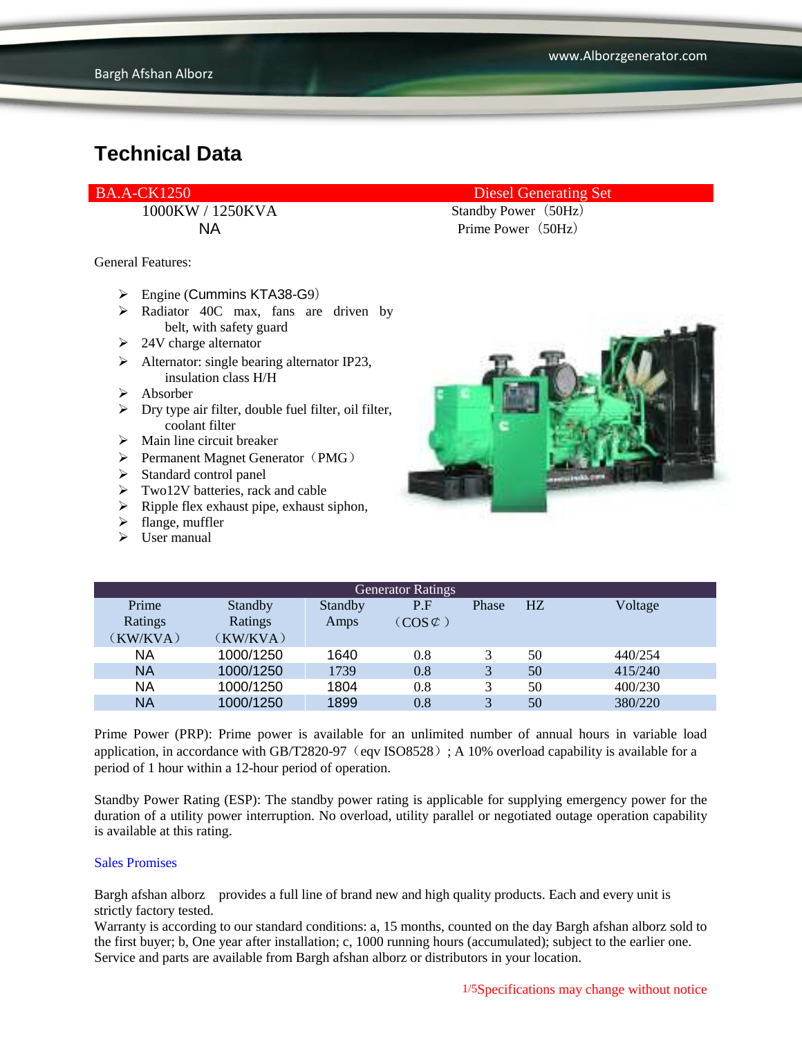# Technical Data

| BA.A-CK1250 | Diesel Generating Set |
|---|---|
| 1000KW / 1250KVA | Standby Power（50Hz） |
| NA | Prime Power（50Hz） |

General Features:

- Engine (Cummins KTA38-G9）
- Radiator 40C max, fans are driven by belt, with safety guard
- 24V charge alternator
- Alternator: single bearing alternator IP23, insulation class H/H
- Absorber
- Dry type air filter, double fuel filter, oil filter, coolant filter
- Main line circuit breaker
- Permanent Magnet Generator（PMG）
- Standard control panel
- Two12V batteries, rack and cable
- Ripple flex exhaust pipe, exhaust siphon,
- flange, muffler
- User manual

| Generator Ratings | | | | | | |
|---|---|---|---|---|---|---|
| Prime Ratings（KW/KVA） | Standby Ratings（KW/KVA） | Standby Amps | P.F（COS¢） | Phase | HZ | Voltage |
| NA | 1000/1250 | 1640 | 0.8 | 3 | 50 | 440/254 |
| NA | 1000/1250 | 1739 | 0.8 | 3 | 50 | 415/240 |
| NA | 1000/1250 | 1804 | 0.8 | 3 | 50 | 400/230 |
| NA | 1000/1250 | 1899 | 0.8 | 3 | 50 | 380/220 |

Prime Power (PRP): Prime power is available for an unlimited number of annual hours in variable load application, in accordance with GB/T2820-97（eqv ISO8528）; A 10% overload capability is available for a period of 1 hour within a 12-hour period of operation.

Standby Power Rating (ESP): The standby power rating is applicable for supplying emergency power for the duration of a utility power interruption. No overload, utility parallel or negotiated outage operation capability is available at this rating.

Sales Promises

Bargh afshan alborz provides a full line of brand new and high quality products. Each and every unit is strictly factory tested.
Warranty is according to our standard conditions: a, 15 months, counted on the day Bargh afshan alborz sold to the first buyer; b, One year after installation; c, 1000 running hours (accumulated); subject to the earlier one. Service and parts are available from Bargh afshan alborz or distributors in your location.

Specifications may change without notice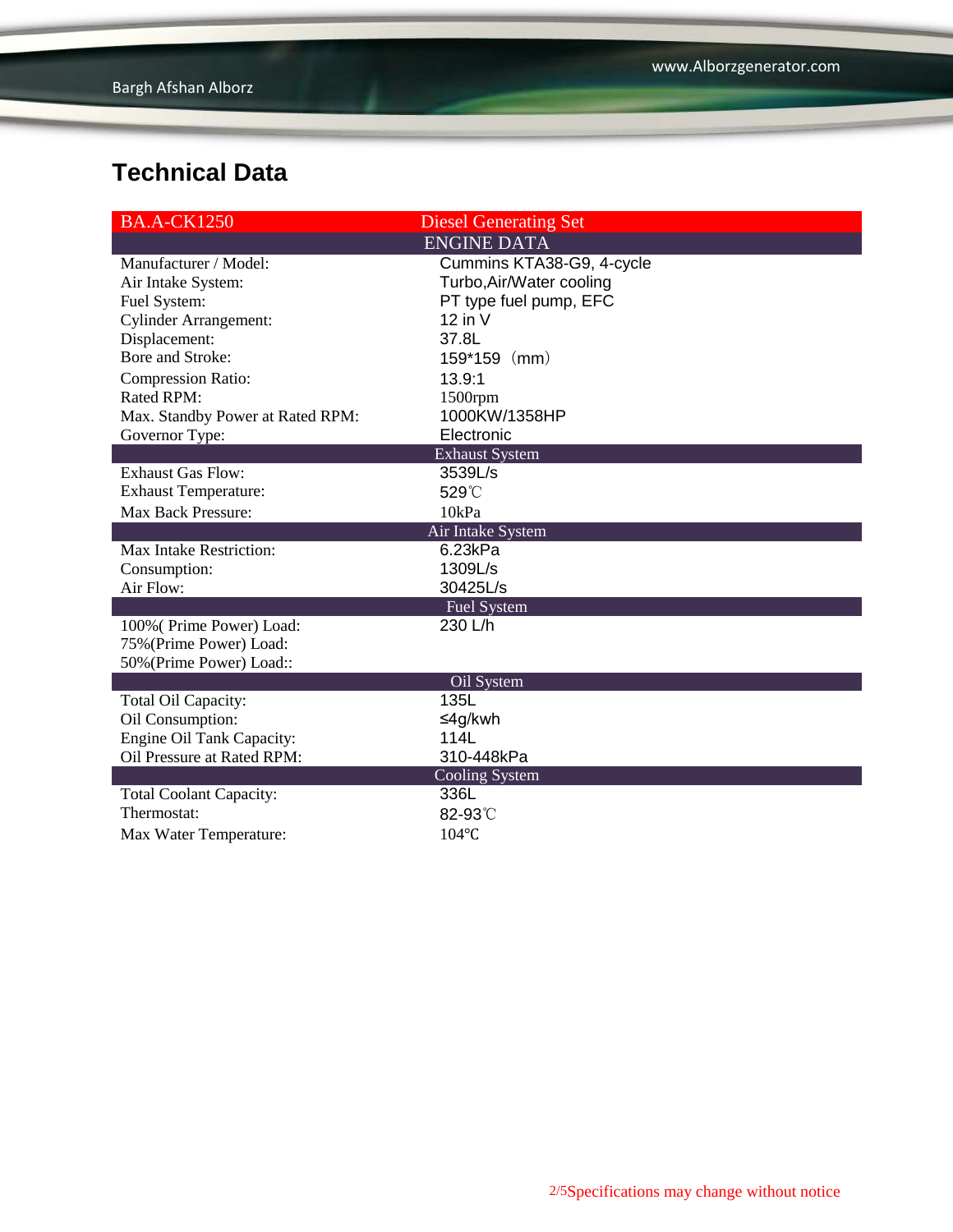# Technical Data

| BA.A-CK1250 | Diesel Generating Set |
| --- | --- |
| **ENGINE DATA** | |
| Manufacturer / Model: | Cummins KTA38-G9, 4-cycle |
| Air Intake System: | Turbo,Air/Water cooling |
| Fuel System: | PT type fuel pump, EFC |
| Cylinder Arrangement: | 12 in V |
| Displacement: | 37.8L |
| Bore and Stroke: | 159*159（mm） |
| Compression Ratio: | 13.9:1 |
| Rated RPM: | 1500rpm |
| Max. Standby Power at Rated RPM: | 1000KW/1358HP |
| Governor Type: | Electronic |
| **Exhaust System** | |
| Exhaust Gas Flow: | 3539L/s |
| Exhaust Temperature: | 529℃ |
| Max Back Pressure: | 10kPa |
| **Air Intake System** | |
| Max Intake Restriction: | 6.23kPa |
| Consumption: | 1309L/s |
| Air Flow: | 30425L/s |
| **Fuel System** | |
| 100%( Prime Power) Load: | 230 L/h |
| 75%(Prime Power) Load: | |
| 50%(Prime Power) Load:: | |
| **Oil System** | |
| Total Oil Capacity: | 135L |
| Oil Consumption: | ≤4g/kwh |
| Engine Oil Tank Capacity: | 114L |
| Oil Pressure at Rated RPM: | 310-448kPa |
| **Cooling System** | |
| Total Coolant Capacity: | 336L |
| Thermostat: | 82-93℃ |
| Max Water Temperature: | 104℃ |

Specifications may change without notice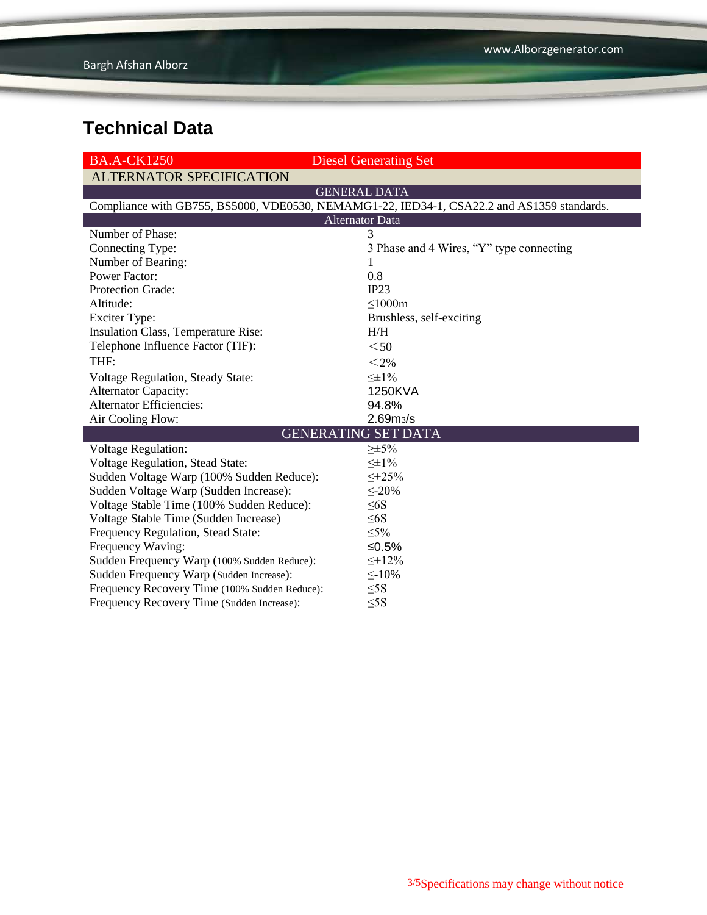# Technical Data

| BA.A-CK1250 | Diesel Generating Set |
|---|---|
| **ALTERNATOR SPECIFICATION** | |
| **GENERAL DATA** | |
| Compliance with GB755, BS5000, VDE0530, NEMAMG1-22, IED34-1, CSA22.2 and AS1359 standards. | |
| **Alternator Data** | |
| Number of Phase: | 3 |
| Connecting Type: | 3 Phase and 4 Wires, “Y” type connecting |
| Number of Bearing: | 1 |
| Power Factor: | 0.8 |
| Protection Grade: | IP23 |
| Altitude: | ≤1000m |
| Exciter Type: | Brushless, self-exciting |
| Insulation Class, Temperature Rise: | H/H |
| Telephone Influence Factor (TIF): | ＜50 |
| THF: | ＜2% |
| Voltage Regulation, Steady State: | ≤±1% |
| Alternator Capacity: | 1250KVA |
| Alternator Efficiencies: | 94.8% |
| Air Cooling Flow: | 2.69m3/s |
| **GENERATING SET DATA** | |
| Voltage Regulation: | ≥±5% |
| Voltage Regulation, Stead State: | ≤±1% |
| Sudden Voltage Warp (100% Sudden Reduce): | ≤+25% |
| Sudden Voltage Warp (Sudden Increase): | ≤-20% |
| Voltage Stable Time (100% Sudden Reduce): | ≤6S |
| Voltage Stable Time (Sudden Increase) | ≤6S |
| Frequency Regulation, Stead State: | ≤5% |
| Frequency Waving: | ≤0.5% |
| Sudden Frequency Warp (100% Sudden Reduce): | ≤+12% |
| Sudden Frequency Warp (Sudden Increase): | ≤-10% |
| Frequency Recovery Time (100% Sudden Reduce): | ≤5S |
| Frequency Recovery Time (Sudden Increase): | ≤5S |

Specifications may change without notice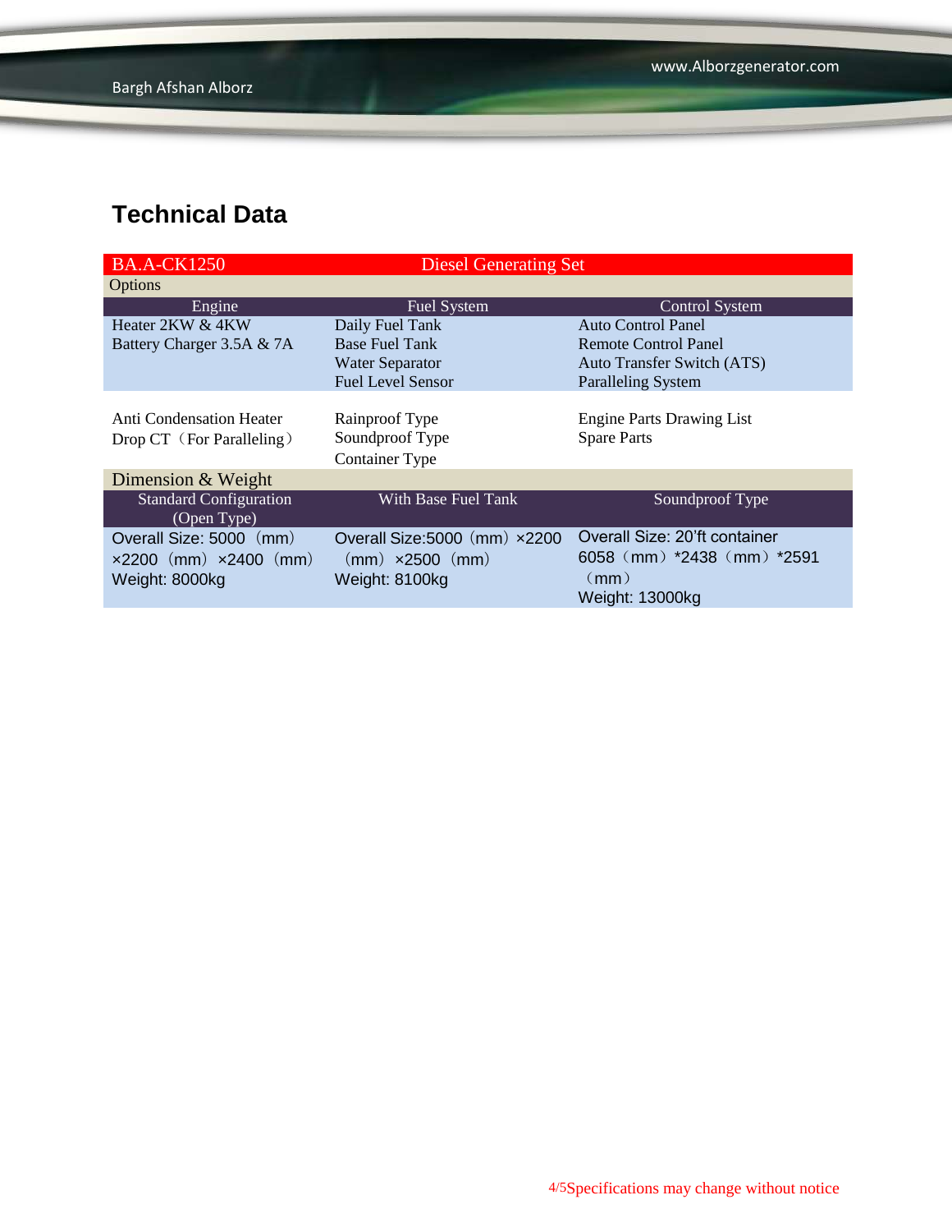## Technical Data

| BA.A-CK1250 | Diesel Generating Set | |
|---|---|---|
| Options | | |
| Engine | Fuel System | Control System |
| Heater 2KW & 4KW<br>Battery Charger 3.5A & 7A | Daily Fuel Tank<br>Base Fuel Tank<br>Water Separator<br>Fuel Level Sensor | Auto Control Panel<br>Remote Control Panel<br>Auto Transfer Switch (ATS)<br>Paralleling System |
| Anti Condensation Heater<br>Drop CT（For Paralleling） | Rainproof Type<br>Soundproof Type<br>Container Type | Engine Parts Drawing List<br>Spare Parts |
| Dimension & Weight | | |
| Standard Configuration (Open Type) | With Base Fuel Tank | Soundproof Type |
| Overall Size: 5000（mm）×2200（mm）×2400（mm）<br>Weight: 8000kg | Overall Size:5000（mm）×2200（mm）×2500（mm）<br>Weight: 8100kg | Overall Size: 20'ft container 6058（mm）*2438（mm）*2591（mm）<br>Weight: 13000kg |

Specifications may change without notice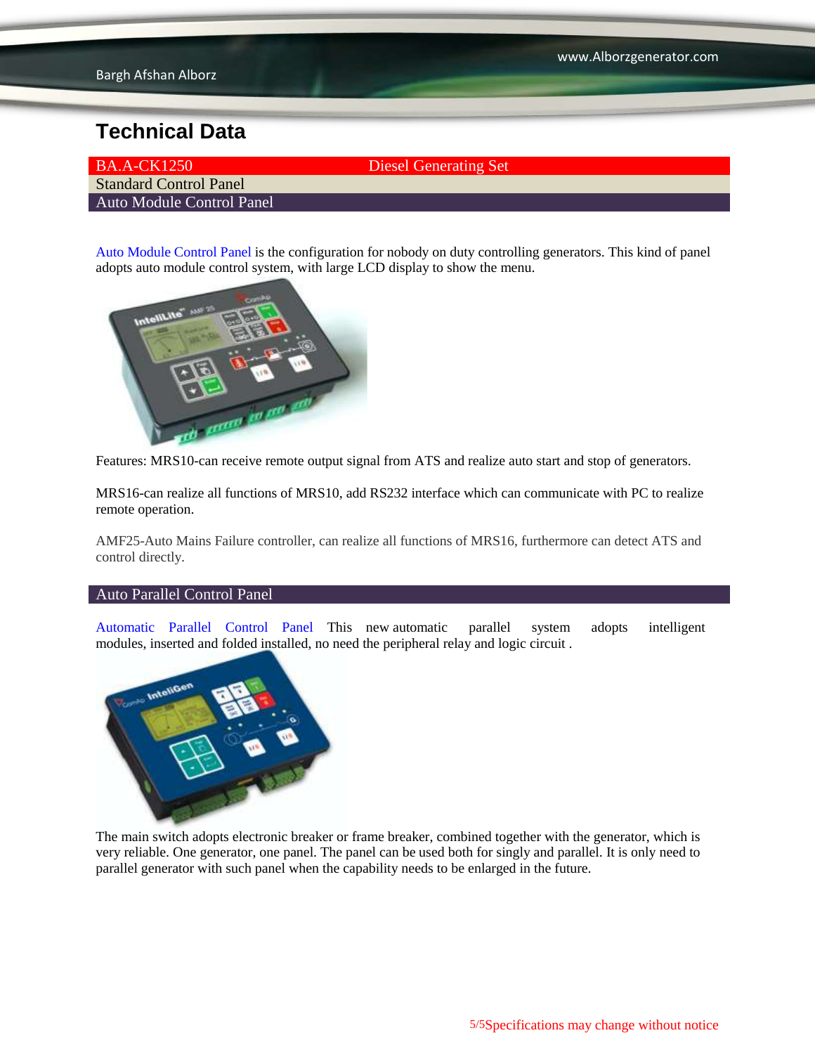# Technical Data

| | |
|---|---|
| BA.A-CK1250 | Diesel Generating Set |
| Standard Control Panel | |
| Auto Module Control Panel | |

Auto Module Control Panel is the configuration for nobody on duty controlling generators. This kind of panel adopts auto module control system, with large LCD display to show the menu.

Features: MRS10-can receive remote output signal from ATS and realize auto start and stop of generators.

MRS16-can realize all functions of MRS10, add RS232 interface which can communicate with PC to realize remote operation.

AMF25-Auto Mains Failure controller, can realize all functions of MRS16, furthermore can detect ATS and control directly.

## Auto Parallel Control Panel

Automatic Parallel Control Panel This new automatic parallel system adopts intelligent modules, inserted and folded installed, no need the peripheral relay and logic circuit .

The main switch adopts electronic breaker or frame breaker, combined together with the generator, which is very reliable. One generator, one panel. The panel can be used both for singly and parallel. It is only need to parallel generator with such panel when the capability needs to be enlarged in the future.

Specifications may change without notice